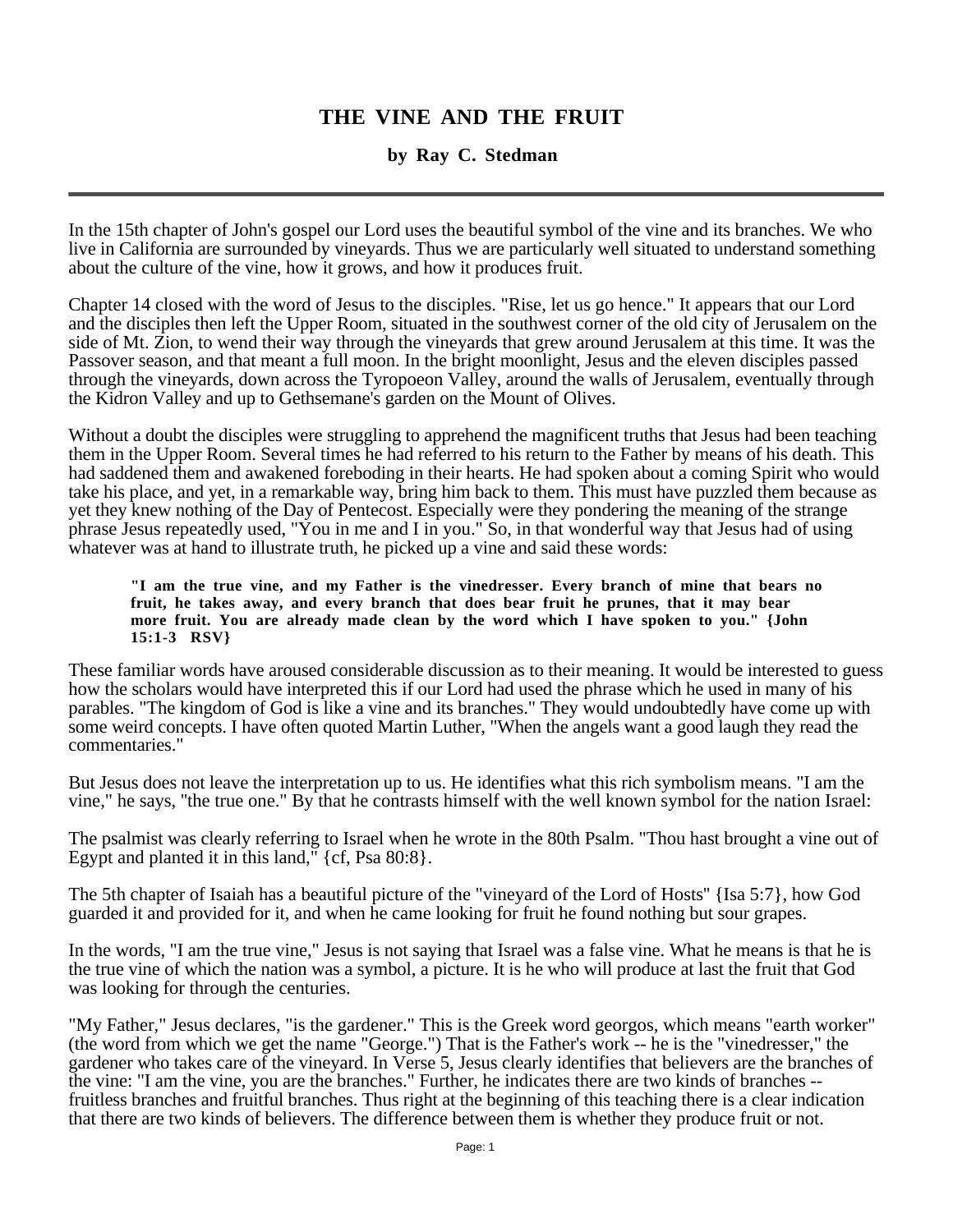# THE VINE AND THE FRUIT

**by Ray C. Stedman**

---

In the 15th chapter of John's gospel our Lord uses the beautiful symbol of the vine and its branches. We who live in California are surrounded by vineyards. Thus we are particularly well situated to understand something about the culture of the vine, how it grows, and how it produces fruit.

Chapter 14 closed with the word of Jesus to the disciples. "Rise, let us go hence." It appears that our Lord and the disciples then left the Upper Room, situated in the southwest corner of the old city of Jerusalem on the side of Mt. Zion, to wend their way through the vineyards that grew around Jerusalem at this time. It was the Passover season, and that meant a full moon. In the bright moonlight, Jesus and the eleven disciples passed through the vineyards, down across the Tyropoeon Valley, around the walls of Jerusalem, eventually through the Kidron Valley and up to Gethsemane's garden on the Mount of Olives.

Without a doubt the disciples were struggling to apprehend the magnificent truths that Jesus had been teaching them in the Upper Room. Several times he had referred to his return to the Father by means of his death. This had saddened them and awakened foreboding in their hearts. He had spoken about a coming Spirit who would take his place, and yet, in a remarkable way, bring him back to them. This must have puzzled them because as yet they knew nothing of the Day of Pentecost. Especially were they pondering the meaning of the strange phrase Jesus repeatedly used, "You in me and I in you." So, in that wonderful way that Jesus had of using whatever was at hand to illustrate truth, he picked up a vine and said these words:

> **"I am the true vine, and my Father is the vinedresser. Every branch of mine that bears no fruit, he takes away, and every branch that does bear fruit he prunes, that it may bear more fruit. You are already made clean by the word which I have spoken to you." {John 15:1-3 RSV}**

These familiar words have aroused considerable discussion as to their meaning. It would be interested to guess how the scholars would have interpreted this if our Lord had used the phrase which he used in many of his parables. "The kingdom of God is like a vine and its branches." They would undoubtedly have come up with some weird concepts. I have often quoted Martin Luther, "When the angels want a good laugh they read the commentaries."

But Jesus does not leave the interpretation up to us. He identifies what this rich symbolism means. "I am the vine," he says, "the true one." By that he contrasts himself with the well known symbol for the nation Israel:

The psalmist was clearly referring to Israel when he wrote in the 80th Psalm. "Thou hast brought a vine out of Egypt and planted it in this land," {cf, Psa 80:8}.

The 5th chapter of Isaiah has a beautiful picture of the "vineyard of the Lord of Hosts" {Isa 5:7}, how God guarded it and provided for it, and when he came looking for fruit he found nothing but sour grapes.

In the words, "I am the true vine," Jesus is not saying that Israel was a false vine. What he means is that he is the true vine of which the nation was a symbol, a picture. It is he who will produce at last the fruit that God was looking for through the centuries.

"My Father," Jesus declares, "is the gardener." This is the Greek word georgos, which means "earth worker" (the word from which we get the name "George.") That is the Father's work -- he is the "vinedresser," the gardener who takes care of the vineyard. In Verse 5, Jesus clearly identifies that believers are the branches of the vine: "I am the vine, you are the branches." Further, he indicates there are two kinds of branches -- fruitless branches and fruitful branches. Thus right at the beginning of this teaching there is a clear indication that there are two kinds of believers. The difference between them is whether they produce fruit or not.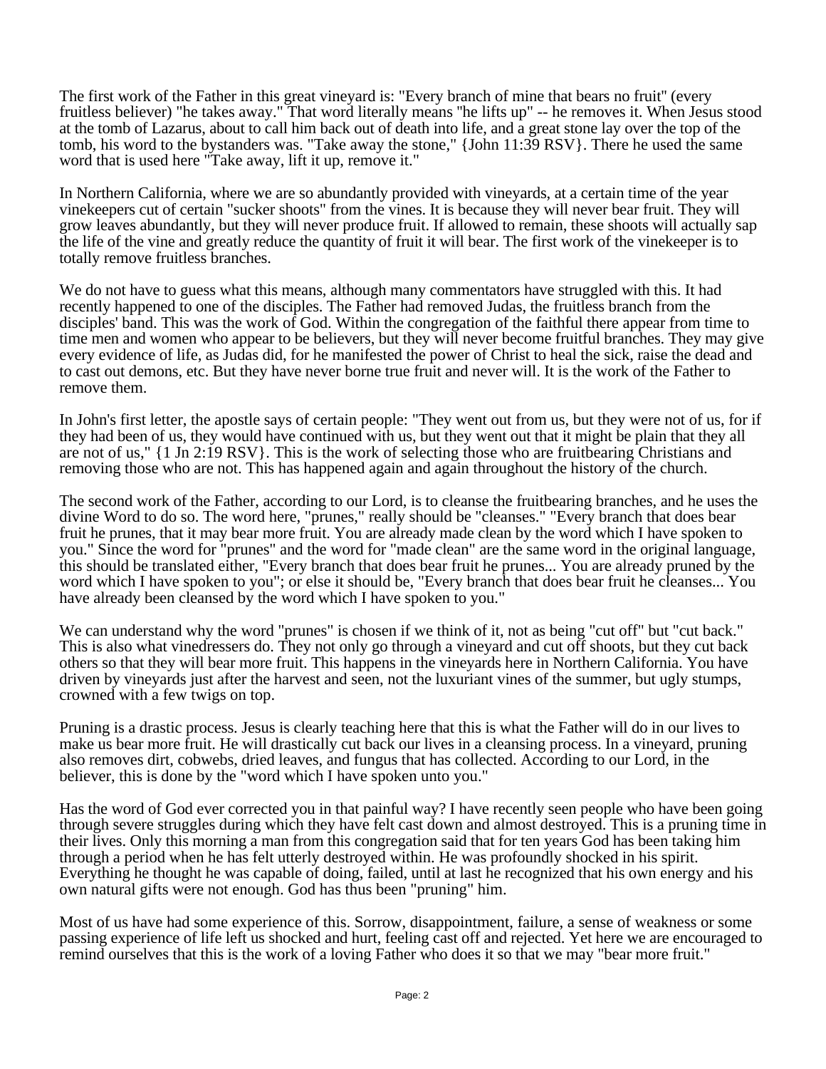The first work of the Father in this great vineyard is: "Every branch of mine that bears no fruit" (every fruitless believer) "he takes away." That word literally means "he lifts up" -- he removes it. When Jesus stood at the tomb of Lazarus, about to call him back out of death into life, and a great stone lay over the top of the tomb, his word to the bystanders was. "Take away the stone," {John 11:39 RSV}. There he used the same word that is used here "Take away, lift it up, remove it."

In Northern California, where we are so abundantly provided with vineyards, at a certain time of the year vinekeepers cut of certain "sucker shoots" from the vines. It is because they will never bear fruit. They will grow leaves abundantly, but they will never produce fruit. If allowed to remain, these shoots will actually sap the life of the vine and greatly reduce the quantity of fruit it will bear. The first work of the vinekeeper is to totally remove fruitless branches.

We do not have to guess what this means, although many commentators have struggled with this. It had recently happened to one of the disciples. The Father had removed Judas, the fruitless branch from the disciples' band. This was the work of God. Within the congregation of the faithful there appear from time to time men and women who appear to be believers, but they will never become fruitful branches. They may give every evidence of life, as Judas did, for he manifested the power of Christ to heal the sick, raise the dead and to cast out demons, etc. But they have never borne true fruit and never will. It is the work of the Father to remove them.

In John's first letter, the apostle says of certain people: "They went out from us, but they were not of us, for if they had been of us, they would have continued with us, but they went out that it might be plain that they all are not of us," {1 Jn 2:19 RSV}. This is the work of selecting those who are fruitbearing Christians and removing those who are not. This has happened again and again throughout the history of the church.

The second work of the Father, according to our Lord, is to cleanse the fruitbearing branches, and he uses the divine Word to do so. The word here, "prunes," really should be "cleanses." "Every branch that does bear fruit he prunes, that it may bear more fruit. You are already made clean by the word which I have spoken to you." Since the word for "prunes" and the word for "made clean" are the same word in the original language, this should be translated either, "Every branch that does bear fruit he prunes... You are already pruned by the word which I have spoken to you"; or else it should be, "Every branch that does bear fruit he cleanses... You have already been cleansed by the word which I have spoken to you."

We can understand why the word "prunes" is chosen if we think of it, not as being "cut off" but "cut back." This is also what vinedressers do. They not only go through a vineyard and cut off shoots, but they cut back others so that they will bear more fruit. This happens in the vineyards here in Northern California. You have driven by vineyards just after the harvest and seen, not the luxuriant vines of the summer, but ugly stumps, crowned with a few twigs on top.

Pruning is a drastic process. Jesus is clearly teaching here that this is what the Father will do in our lives to make us bear more fruit. He will drastically cut back our lives in a cleansing process. In a vineyard, pruning also removes dirt, cobwebs, dried leaves, and fungus that has collected. According to our Lord, in the believer, this is done by the "word which I have spoken unto you."

Has the word of God ever corrected you in that painful way? I have recently seen people who have been going through severe struggles during which they have felt cast down and almost destroyed. This is a pruning time in their lives. Only this morning a man from this congregation said that for ten years God has been taking him through a period when he has felt utterly destroyed within. He was profoundly shocked in his spirit. Everything he thought he was capable of doing, failed, until at last he recognized that his own energy and his own natural gifts were not enough. God has thus been "pruning" him.

Most of us have had some experience of this. Sorrow, disappointment, failure, a sense of weakness or some passing experience of life left us shocked and hurt, feeling cast off and rejected. Yet here we are encouraged to remind ourselves that this is the work of a loving Father who does it so that we may "bear more fruit."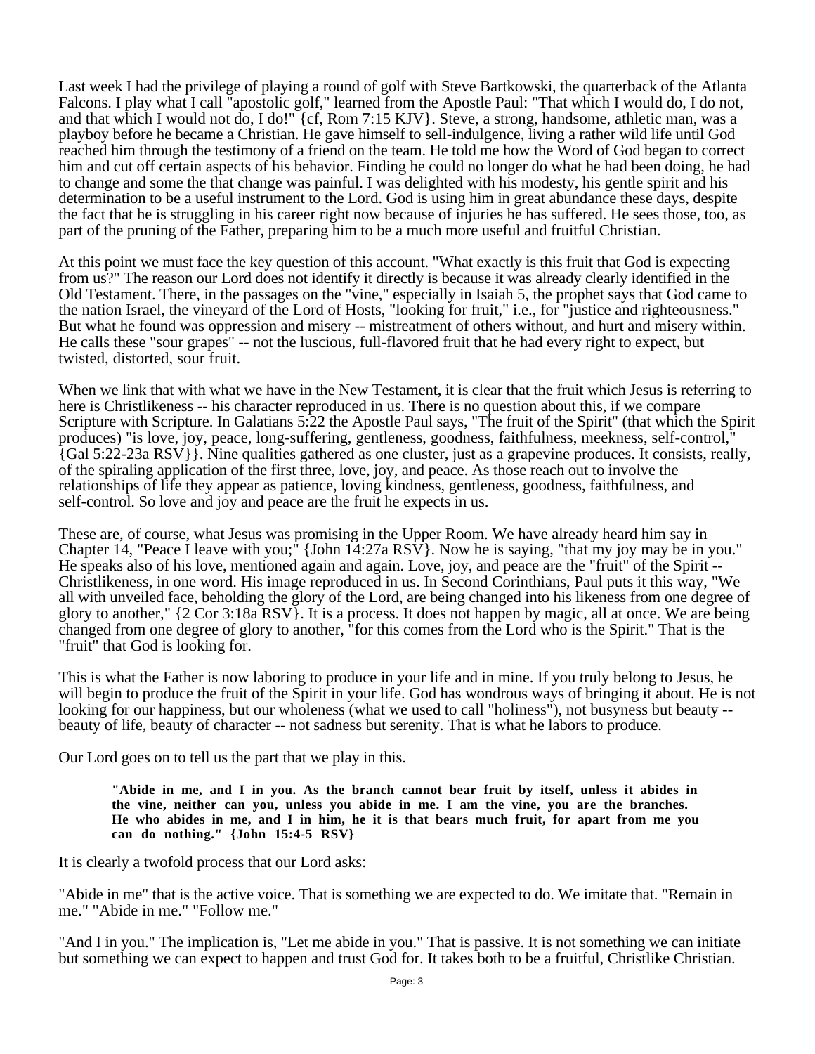Last week I had the privilege of playing a round of golf with Steve Bartkowski, the quarterback of the Atlanta Falcons. I play what I call "apostolic golf," learned from the Apostle Paul: "That which I would do, I do not, and that which I would not do, I do!" {cf, Rom 7:15 KJV}. Steve, a strong, handsome, athletic man, was a playboy before he became a Christian. He gave himself to sell-indulgence, living a rather wild life until God reached him through the testimony of a friend on the team. He told me how the Word of God began to correct him and cut off certain aspects of his behavior. Finding he could no longer do what he had been doing, he had to change and some the that change was painful. I was delighted with his modesty, his gentle spirit and his determination to be a useful instrument to the Lord. God is using him in great abundance these days, despite the fact that he is struggling in his career right now because of injuries he has suffered. He sees those, too, as part of the pruning of the Father, preparing him to be a much more useful and fruitful Christian.

At this point we must face the key question of this account. "What exactly is this fruit that God is expecting from us?" The reason our Lord does not identify it directly is because it was already clearly identified in the Old Testament. There, in the passages on the "vine," especially in Isaiah 5, the prophet says that God came to the nation Israel, the vineyard of the Lord of Hosts, "looking for fruit," i.e., for "justice and righteousness." But what he found was oppression and misery -- mistreatment of others without, and hurt and misery within. He calls these "sour grapes" -- not the luscious, full-flavored fruit that he had every right to expect, but twisted, distorted, sour fruit.

When we link that with what we have in the New Testament, it is clear that the fruit which Jesus is referring to here is Christlikeness -- his character reproduced in us. There is no question about this, if we compare Scripture with Scripture. In Galatians 5:22 the Apostle Paul says, "The fruit of the Spirit" (that which the Spirit produces) "is love, joy, peace, long-suffering, gentleness, goodness, faithfulness, meekness, self-control," {Gal 5:22-23a RSV}}. Nine qualities gathered as one cluster, just as a grapevine produces. It consists, really, of the spiraling application of the first three, love, joy, and peace. As those reach out to involve the relationships of life they appear as patience, loving kindness, gentleness, goodness, faithfulness, and self-control. So love and joy and peace are the fruit he expects in us.

These are, of course, what Jesus was promising in the Upper Room. We have already heard him say in Chapter 14, "Peace I leave with you;" {John 14:27a RSV}. Now he is saying, "that my joy may be in you." He speaks also of his love, mentioned again and again. Love, joy, and peace are the "fruit" of the Spirit -- Christlikeness, in one word. His image reproduced in us. In Second Corinthians, Paul puts it this way, "We all with unveiled face, beholding the glory of the Lord, are being changed into his likeness from one degree of glory to another," {2 Cor 3:18a RSV}. It is a process. It does not happen by magic, all at once. We are being changed from one degree of glory to another, "for this comes from the Lord who is the Spirit." That is the "fruit" that God is looking for.

This is what the Father is now laboring to produce in your life and in mine. If you truly belong to Jesus, he will begin to produce the fruit of the Spirit in your life. God has wondrous ways of bringing it about. He is not looking for our happiness, but our wholeness (what we used to call "holiness"), not busyness but beauty -- beauty of life, beauty of character -- not sadness but serenity. That is what he labors to produce.

Our Lord goes on to tell us the part that we play in this.

> **"Abide in me, and I in you. As the branch cannot bear fruit by itself, unless it abides in the vine, neither can you, unless you abide in me. I am the vine, you are the branches. He who abides in me, and I in him, he it is that bears much fruit, for apart from me you can do nothing." {John 15:4-5 RSV}**

It is clearly a twofold process that our Lord asks:

"Abide in me" that is the active voice. That is something we are expected to do. We imitate that. "Remain in me." "Abide in me." "Follow me."

"And I in you." The implication is, "Let me abide in you." That is passive. It is not something we can initiate but something we can expect to happen and trust God for. It takes both to be a fruitful, Christlike Christian.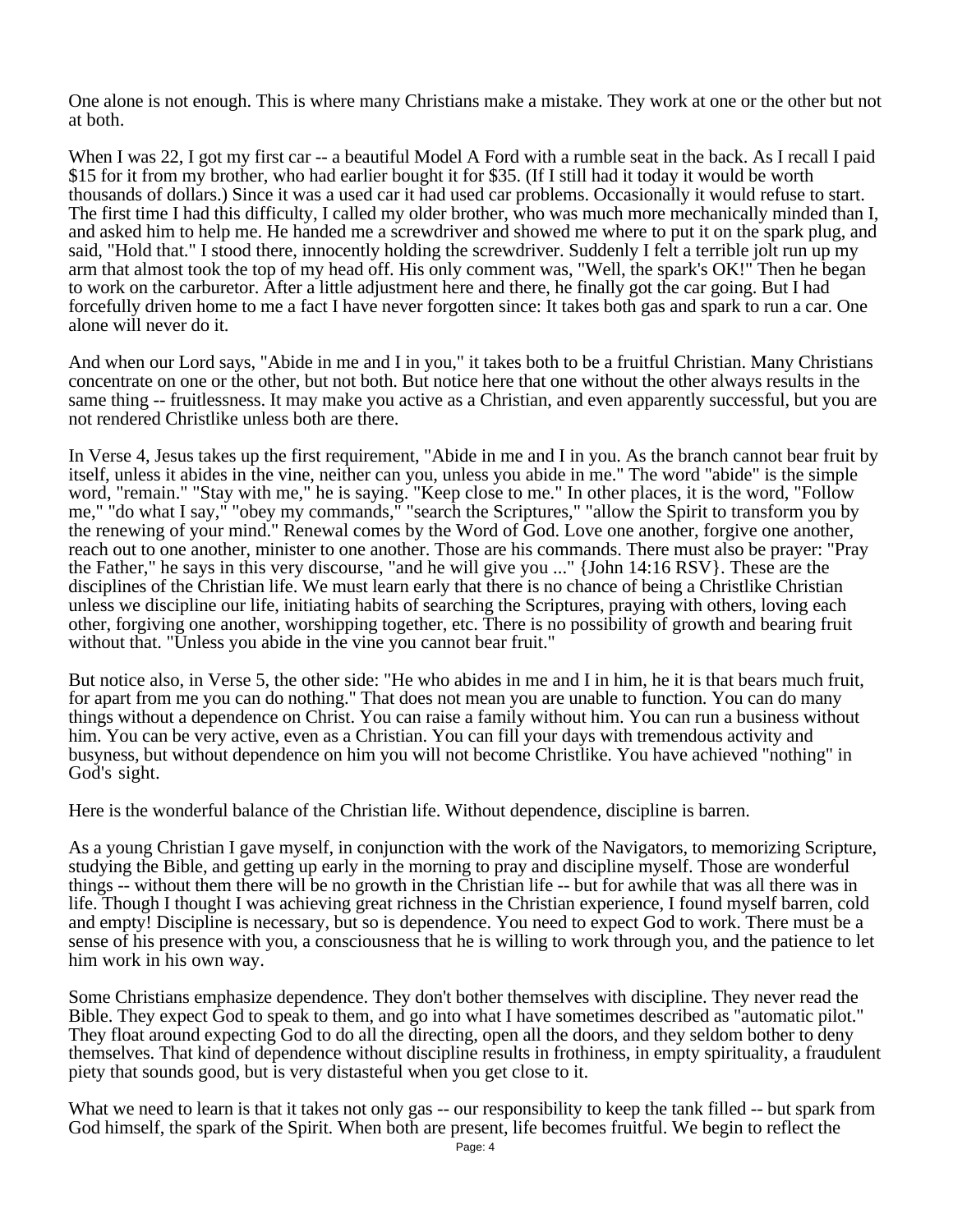One alone is not enough. This is where many Christians make a mistake. They work at one or the other but not at both.

When I was 22, I got my first car -- a beautiful Model A Ford with a rumble seat in the back. As I recall I paid $15 for it from my brother, who had earlier bought it for $35. (If I still had it today it would be worth thousands of dollars.) Since it was a used car it had used car problems. Occasionally it would refuse to start. The first time I had this difficulty, I called my older brother, who was much more mechanically minded than I, and asked him to help me. He handed me a screwdriver and showed me where to put it on the spark plug, and said, "Hold that." I stood there, innocently holding the screwdriver. Suddenly I felt a terrible jolt run up my arm that almost took the top of my head off. His only comment was, "Well, the spark's OK!" Then he began to work on the carburetor. After a little adjustment here and there, he finally got the car going. But I had forcefully driven home to me a fact I have never forgotten since: It takes both gas and spark to run a car. One alone will never do it.

And when our Lord says, "Abide in me and I in you," it takes both to be a fruitful Christian. Many Christians concentrate on one or the other, but not both. But notice here that one without the other always results in the same thing -- fruitlessness. It may make you active as a Christian, and even apparently successful, but you are not rendered Christlike unless both are there.

In Verse 4, Jesus takes up the first requirement, "Abide in me and I in you. As the branch cannot bear fruit by itself, unless it abides in the vine, neither can you, unless you abide in me." The word "abide" is the simple word, "remain." "Stay with me," he is saying. "Keep close to me." In other places, it is the word, "Follow me," "do what I say," "obey my commands," "search the Scriptures," "allow the Spirit to transform you by the renewing of your mind." Renewal comes by the Word of God. Love one another, forgive one another, reach out to one another, minister to one another. Those are his commands. There must also be prayer: "Pray the Father," he says in this very discourse, "and he will give you ..." {John 14:16 RSV}. These are the disciplines of the Christian life. We must learn early that there is no chance of being a Christlike Christian unless we discipline our life, initiating habits of searching the Scriptures, praying with others, loving each other, forgiving one another, worshipping together, etc. There is no possibility of growth and bearing fruit without that. "Unless you abide in the vine you cannot bear fruit."

But notice also, in Verse 5, the other side: "He who abides in me and I in him, he it is that bears much fruit, for apart from me you can do nothing." That does not mean you are unable to function. You can do many things without a dependence on Christ. You can raise a family without him. You can run a business without him. You can be very active, even as a Christian. You can fill your days with tremendous activity and busyness, but without dependence on him you will not become Christlike. You have achieved "nothing" in God's sight.

Here is the wonderful balance of the Christian life. Without dependence, discipline is barren.

As a young Christian I gave myself, in conjunction with the work of the Navigators, to memorizing Scripture, studying the Bible, and getting up early in the morning to pray and discipline myself. Those are wonderful things -- without them there will be no growth in the Christian life -- but for awhile that was all there was in life. Though I thought I was achieving great richness in the Christian experience, I found myself barren, cold and empty! Discipline is necessary, but so is dependence. You need to expect God to work. There must be a sense of his presence with you, a consciousness that he is willing to work through you, and the patience to let him work in his own way.

Some Christians emphasize dependence. They don't bother themselves with discipline. They never read the Bible. They expect God to speak to them, and go into what I have sometimes described as "automatic pilot." They float around expecting God to do all the directing, open all the doors, and they seldom bother to deny themselves. That kind of dependence without discipline results in frothiness, in empty spirituality, a fraudulent piety that sounds good, but is very distasteful when you get close to it.

What we need to learn is that it takes not only gas -- our responsibility to keep the tank filled -- but spark from God himself, the spark of the Spirit. When both are present, life becomes fruitful. We begin to reflect the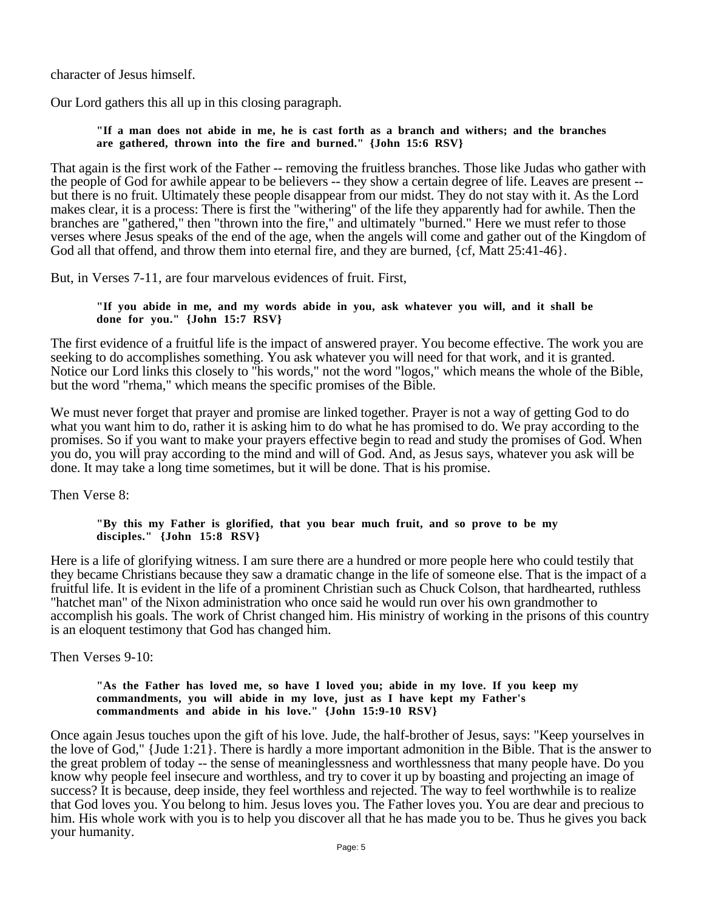character of Jesus himself.

Our Lord gathers this all up in this closing paragraph.

> **"If a man does not abide in me, he is cast forth as a branch and withers; and the branches are gathered, thrown into the fire and burned." {John 15:6 RSV}**

That again is the first work of the Father -- removing the fruitless branches. Those like Judas who gather with the people of God for awhile appear to be believers -- they show a certain degree of life. Leaves are present -- but there is no fruit. Ultimately these people disappear from our midst. They do not stay with it. As the Lord makes clear, it is a process: There is first the "withering" of the life they apparently had for awhile. Then the branches are "gathered," then "thrown into the fire," and ultimately "burned." Here we must refer to those verses where Jesus speaks of the end of the age, when the angels will come and gather out of the Kingdom of God all that offend, and throw them into eternal fire, and they are burned, {cf, Matt 25:41-46}.

But, in Verses 7-11, are four marvelous evidences of fruit. First,

> **"If you abide in me, and my words abide in you, ask whatever you will, and it shall be done for you." {John 15:7 RSV}**

The first evidence of a fruitful life is the impact of answered prayer. You become effective. The work you are seeking to do accomplishes something. You ask whatever you will need for that work, and it is granted. Notice our Lord links this closely to "his words," not the word "logos," which means the whole of the Bible, but the word "rhema," which means the specific promises of the Bible.

We must never forget that prayer and promise are linked together. Prayer is not a way of getting God to do what you want him to do, rather it is asking him to do what he has promised to do. We pray according to the promises. So if you want to make your prayers effective begin to read and study the promises of God. When you do, you will pray according to the mind and will of God. And, as Jesus says, whatever you ask will be done. It may take a long time sometimes, but it will be done. That is his promise.

Then Verse 8:

> **"By this my Father is glorified, that you bear much fruit, and so prove to be my disciples." {John 15:8 RSV}**

Here is a life of glorifying witness. I am sure there are a hundred or more people here who could testily that they became Christians because they saw a dramatic change in the life of someone else. That is the impact of a fruitful life. It is evident in the life of a prominent Christian such as Chuck Colson, that hardhearted, ruthless "hatchet man" of the Nixon administration who once said he would run over his own grandmother to accomplish his goals. The work of Christ changed him. His ministry of working in the prisons of this country is an eloquent testimony that God has changed him.

Then Verses 9-10:

> **"As the Father has loved me, so have I loved you; abide in my love. If you keep my commandments, you will abide in my love, just as I have kept my Father's commandments and abide in his love." {John 15:9-10 RSV}**

Once again Jesus touches upon the gift of his love. Jude, the half-brother of Jesus, says: "Keep yourselves in the love of God," {Jude 1:21}. There is hardly a more important admonition in the Bible. That is the answer to the great problem of today -- the sense of meaninglessness and worthlessness that many people have. Do you know why people feel insecure and worthless, and try to cover it up by boasting and projecting an image of success? It is because, deep inside, they feel worthless and rejected. The way to feel worthwhile is to realize that God loves you. You belong to him. Jesus loves you. The Father loves you. You are dear and precious to him. His whole work with you is to help you discover all that he has made you to be. Thus he gives you back your humanity.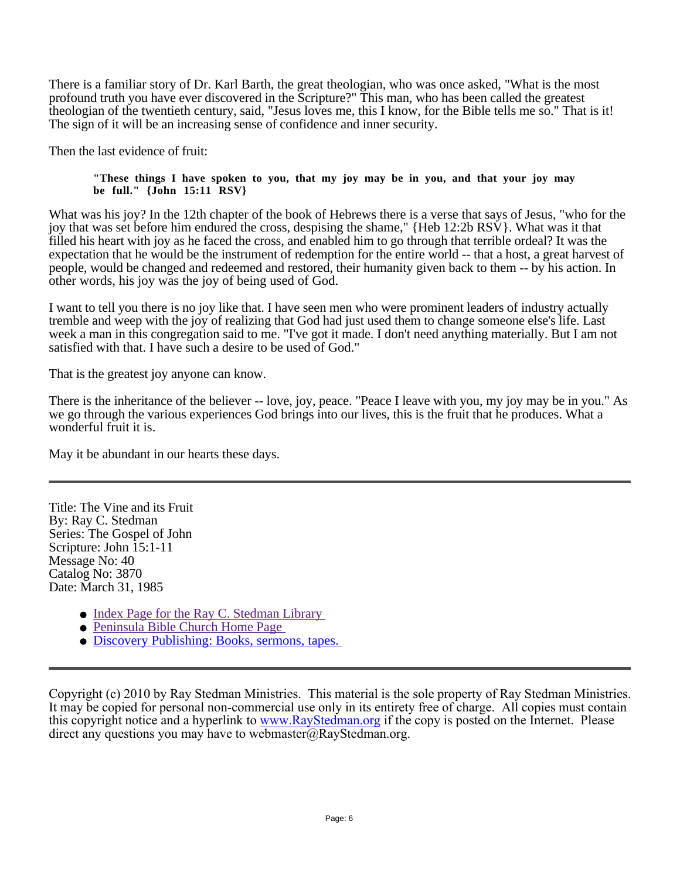There is a familiar story of Dr. Karl Barth, the great theologian, who was once asked, "What is the most profound truth you have ever discovered in the Scripture?" This man, who has been called the greatest theologian of the twentieth century, said, "Jesus loves me, this I know, for the Bible tells me so." That is it! The sign of it will be an increasing sense of confidence and inner security.

Then the last evidence of fruit:

> **"These things I have spoken to you, that my joy may be in you, and that your joy may be full." {John 15:11 RSV}**

What was his joy? In the 12th chapter of the book of Hebrews there is a verse that says of Jesus, "who for the joy that was set before him endured the cross, despising the shame," {Heb 12:2b RSV}. What was it that filled his heart with joy as he faced the cross, and enabled him to go through that terrible ordeal? It was the expectation that he would be the instrument of redemption for the entire world -- that a host, a great harvest of people, would be changed and redeemed and restored, their humanity given back to them -- by his action. In other words, his joy was the joy of being used of God.

I want to tell you there is no joy like that. I have seen men who were prominent leaders of industry actually tremble and weep with the joy of realizing that God had just used them to change someone else's life. Last week a man in this congregation said to me. "I've got it made. I don't need anything materially. But I am not satisfied with that. I have such a desire to be used of God."

That is the greatest joy anyone can know.

There is the inheritance of the believer -- love, joy, peace. "Peace I leave with you, my joy may be in you." As we go through the various experiences God brings into our lives, this is the fruit that he produces. What a wonderful fruit it is.

May it be abundant in our hearts these days.

---

Title: The Vine and its Fruit
By: Ray C. Stedman
Series: The Gospel of John
Scripture: John 15:1-11
Message No: 40
Catalog No: 3870
Date: March 31, 1985

- Index Page for the Ray C. Stedman Library
- Peninsula Bible Church Home Page
- Discovery Publishing: Books, sermons, tapes.

---

Copyright (c) 2010 by Ray Stedman Ministries. This material is the sole property of Ray Stedman Ministries. It may be copied for personal non-commercial use only in its entirety free of charge. All copies must contain this copyright notice and a hyperlink to www.RayStedman.org if the copy is posted on the Internet. Please direct any questions you may have to webmaster@RayStedman.org.